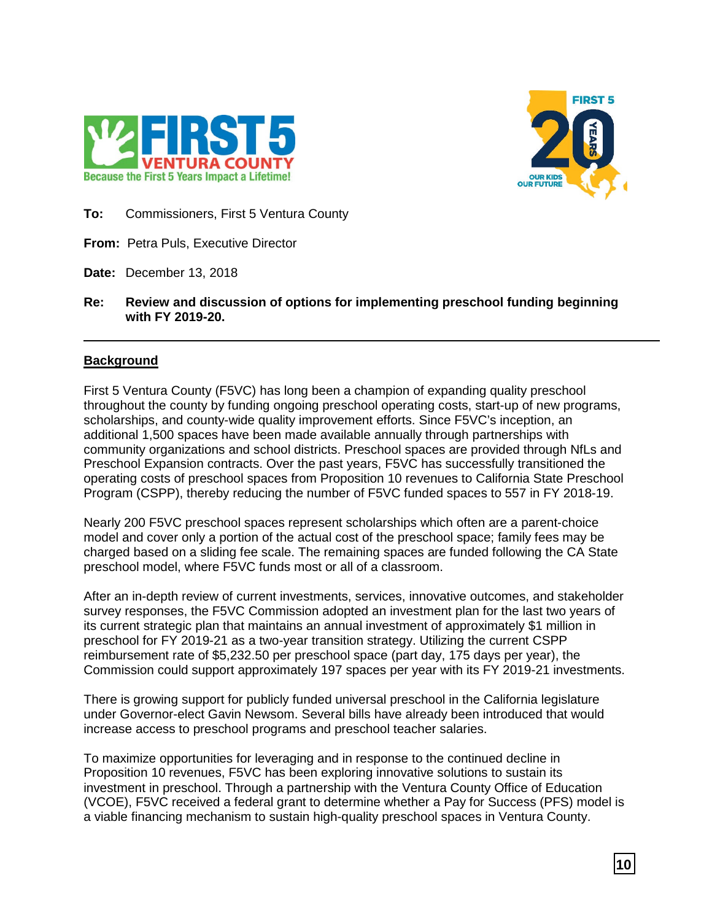**To:** Commissioners, First 5 Ventura County

**From:** Petra Puls, Executive Director

**Date:** December 13, 2018

**Re:** **Review and discussion of options for implementing preschool funding beginning with FY 2019-20.**

---

## Background

First 5 Ventura County (F5VC) has long been a champion of expanding quality preschool throughout the county by funding ongoing preschool operating costs, start-up of new programs, scholarships, and county-wide quality improvement efforts. Since F5VC's inception, an additional 1,500 spaces have been made available annually through partnerships with community organizations and school districts. Preschool spaces are provided through NfLs and Preschool Expansion contracts. Over the past years, F5VC has successfully transitioned the operating costs of preschool spaces from Proposition 10 revenues to California State Preschool Program (CSPP), thereby reducing the number of F5VC funded spaces to 557 in FY 2018-19.

Nearly 200 F5VC preschool spaces represent scholarships which often are a parent-choice model and cover only a portion of the actual cost of the preschool space; family fees may be charged based on a sliding fee scale. The remaining spaces are funded following the CA State preschool model, where F5VC funds most or all of a classroom.

After an in-depth review of current investments, services, innovative outcomes, and stakeholder survey responses, the F5VC Commission adopted an investment plan for the last two years of its current strategic plan that maintains an annual investment of approximately $1 million in preschool for FY 2019-21 as a two-year transition strategy. Utilizing the current CSPP reimbursement rate of $5,232.50 per preschool space (part day, 175 days per year), the Commission could support approximately 197 spaces per year with its FY 2019-21 investments.

There is growing support for publicly funded universal preschool in the California legislature under Governor-elect Gavin Newsom. Several bills have already been introduced that would increase access to preschool programs and preschool teacher salaries.

To maximize opportunities for leveraging and in response to the continued decline in Proposition 10 revenues, F5VC has been exploring innovative solutions to sustain its investment in preschool. Through a partnership with the Ventura County Office of Education (VCOE), F5VC received a federal grant to determine whether a Pay for Success (PFS) model is a viable financing mechanism to sustain high-quality preschool spaces in Ventura County.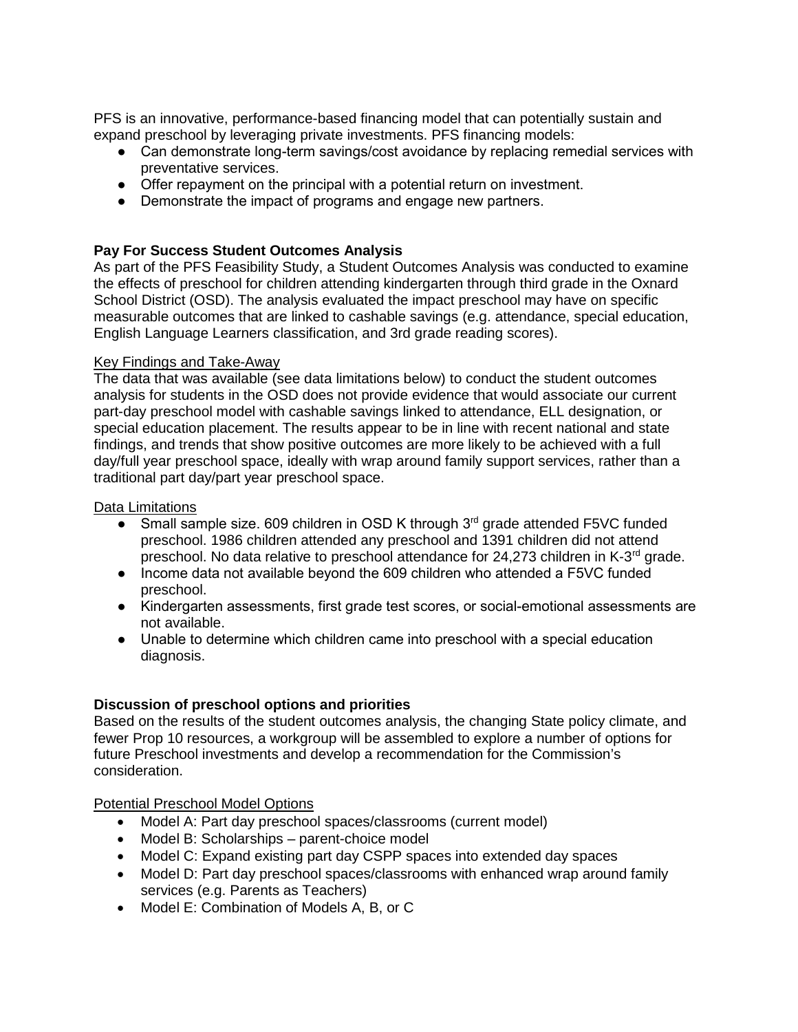PFS is an innovative, performance-based financing model that can potentially sustain and expand preschool by leveraging private investments. PFS financing models:

- Can demonstrate long-term savings/cost avoidance by replacing remedial services with preventative services.
- Offer repayment on the principal with a potential return on investment.
- Demonstrate the impact of programs and engage new partners.

**Pay For Success Student Outcomes Analysis**

As part of the PFS Feasibility Study, a Student Outcomes Analysis was conducted to examine the effects of preschool for children attending kindergarten through third grade in the Oxnard School District (OSD). The analysis evaluated the impact preschool may have on specific measurable outcomes that are linked to cashable savings (e.g. attendance, special education, English Language Learners classification, and 3rd grade reading scores).

Key Findings and Take-Away

The data that was available (see data limitations below) to conduct the student outcomes analysis for students in the OSD does not provide evidence that would associate our current part-day preschool model with cashable savings linked to attendance, ELL designation, or special education placement. The results appear to be in line with recent national and state findings, and trends that show positive outcomes are more likely to be achieved with a full day/full year preschool space, ideally with wrap around family support services, rather than a traditional part day/part year preschool space.

Data Limitations

- Small sample size. 609 children in OSD K through 3rd grade attended F5VC funded preschool. 1986 children attended any preschool and 1391 children did not attend preschool. No data relative to preschool attendance for 24,273 children in K-3rd grade.
- Income data not available beyond the 609 children who attended a F5VC funded preschool.
- Kindergarten assessments, first grade test scores, or social-emotional assessments are not available.
- Unable to determine which children came into preschool with a special education diagnosis.

**Discussion of preschool options and priorities**

Based on the results of the student outcomes analysis, the changing State policy climate, and fewer Prop 10 resources, a workgroup will be assembled to explore a number of options for future Preschool investments and develop a recommendation for the Commission's consideration.

Potential Preschool Model Options

- Model A: Part day preschool spaces/classrooms (current model)
- Model B: Scholarships – parent-choice model
- Model C: Expand existing part day CSPP spaces into extended day spaces
- Model D: Part day preschool spaces/classrooms with enhanced wrap around family services (e.g. Parents as Teachers)
- Model E: Combination of Models A, B, or C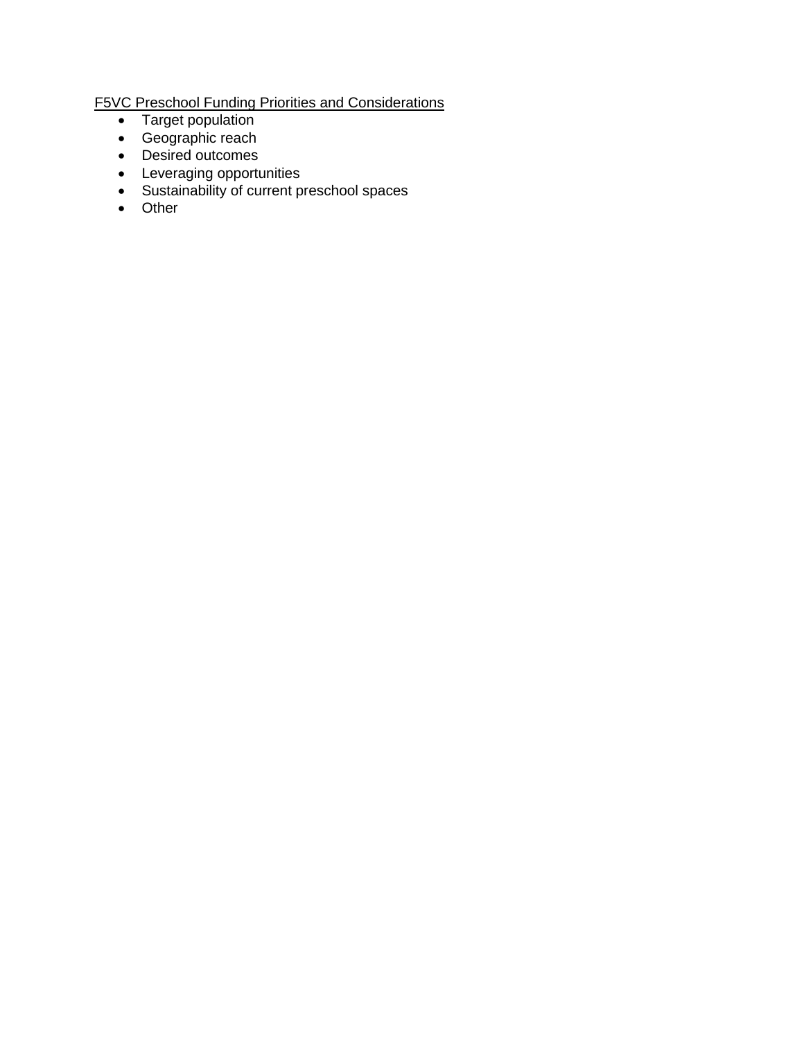<u>F5VC Preschool Funding Priorities and Considerations</u>

- Target population
- Geographic reach
- Desired outcomes
- Leveraging opportunities
- Sustainability of current preschool spaces
- Other